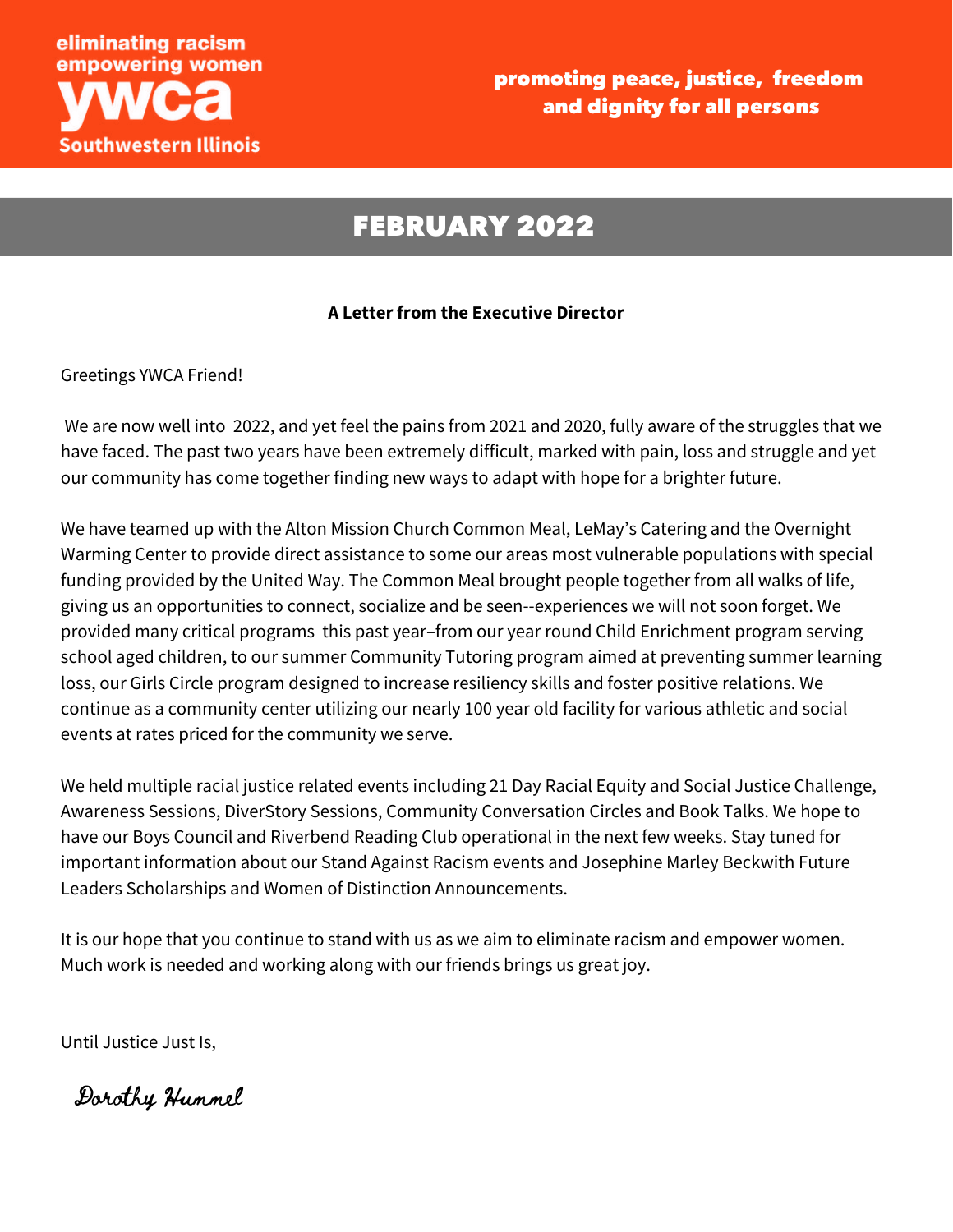eliminating racism
empowering women
**ywca**
Southwestern Illinois

**promoting peace, justice, freedom and dignity for all persons**

# FEBRUARY 2022

**A Letter from the Executive Director**

Greetings YWCA Friend!

We are now well into 2022, and yet feel the pains from 2021 and 2020, fully aware of the struggles that we have faced. The past two years have been extremely difficult, marked with pain, loss and struggle and yet our community has come together finding new ways to adapt with hope for a brighter future.

We have teamed up with the Alton Mission Church Common Meal, LeMay's Catering and the Overnight Warming Center to provide direct assistance to some our areas most vulnerable populations with special funding provided by the United Way. The Common Meal brought people together from all walks of life, giving us an opportunities to connect, socialize and be seen--experiences we will not soon forget. We provided many critical programs this past year–from our year round Child Enrichment program serving school aged children, to our summer Community Tutoring program aimed at preventing summer learning loss, our Girls Circle program designed to increase resiliency skills and foster positive relations. We continue as a community center utilizing our nearly 100 year old facility for various athletic and social events at rates priced for the community we serve.

We held multiple racial justice related events including 21 Day Racial Equity and Social Justice Challenge, Awareness Sessions, DiverStory Sessions, Community Conversation Circles and Book Talks. We hope to have our Boys Council and Riverbend Reading Club operational in the next few weeks. Stay tuned for important information about our Stand Against Racism events and Josephine Marley Beckwith Future Leaders Scholarships and Women of Distinction Announcements.

It is our hope that you continue to stand with us as we aim to eliminate racism and empower women. Much work is needed and working along with our friends brings us great joy.

Until Justice Just Is,

*Dorothy Hummel*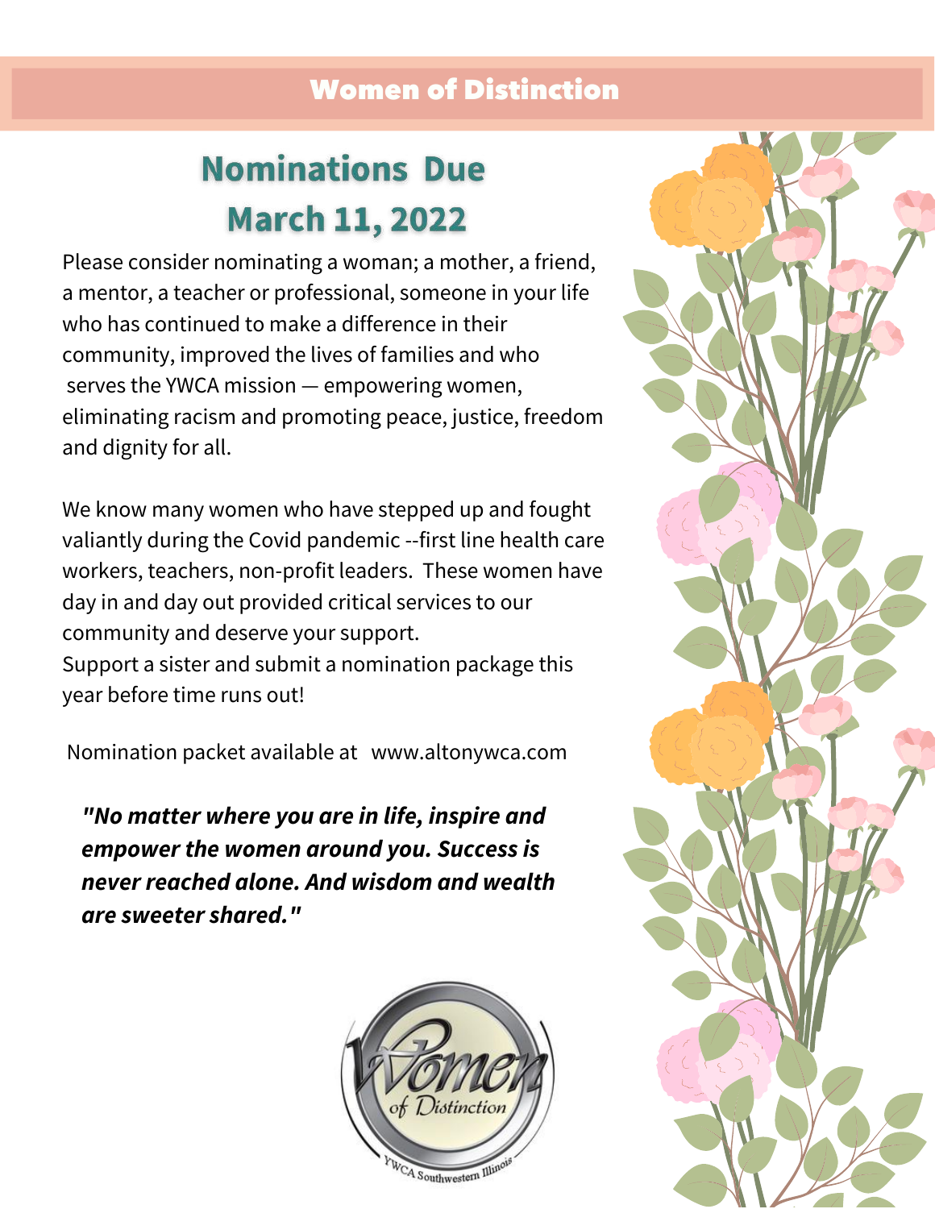# Women of Distinction

## Nominations Due March 11, 2022

Please consider nominating a woman; a mother, a friend, a mentor, a teacher or professional, someone in your life who has continued to make a difference in their community, improved the lives of families and who serves the YWCA mission — empowering women, eliminating racism and promoting peace, justice, freedom and dignity for all.

We know many women who have stepped up and fought valiantly during the Covid pandemic --first line health care workers, teachers, non-profit leaders. These women have day in and day out provided critical services to our community and deserve your support.
Support a sister and submit a nomination package this year before time runs out!

Nomination packet available at www.altonywca.com

***"No matter where you are in life, inspire and empower the women around you. Success is never reached alone. And wisdom and wealth are sweeter shared."***

Women of Distinction

YWCA Southwestern Illinois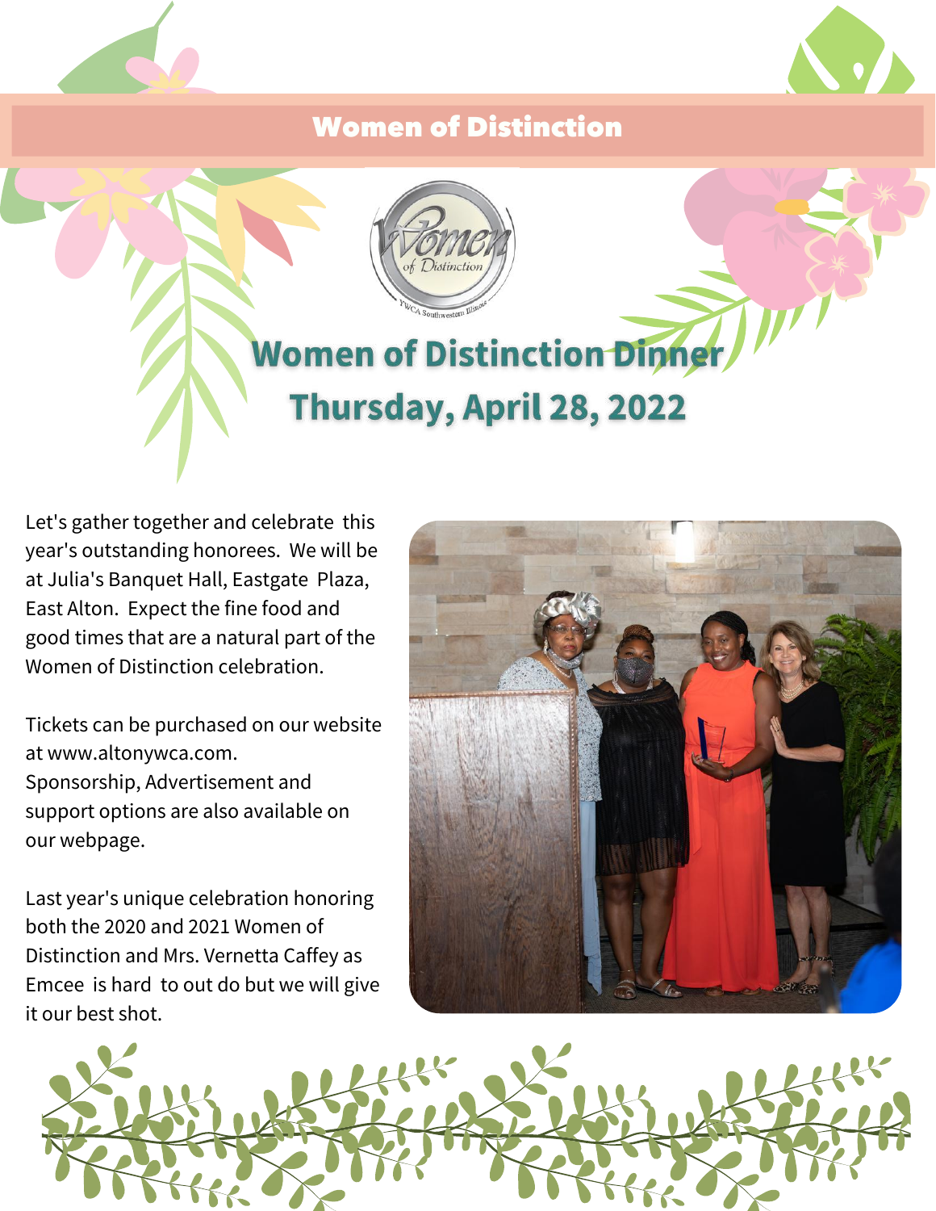# Women of Distinction

## Women of Distinction Dinner
## Thursday, April 28, 2022

Let's gather together and celebrate this year's outstanding honorees. We will be at Julia's Banquet Hall, Eastgate Plaza, East Alton. Expect the fine food and good times that are a natural part of the Women of Distinction celebration.

Tickets can be purchased on our website at www.altonywca.com. Sponsorship, Advertisement and support options are also available on our webpage.

Last year's unique celebration honoring both the 2020 and 2021 Women of Distinction and Mrs. Vernetta Caffey as Emcee is hard to out do but we will give it our best shot.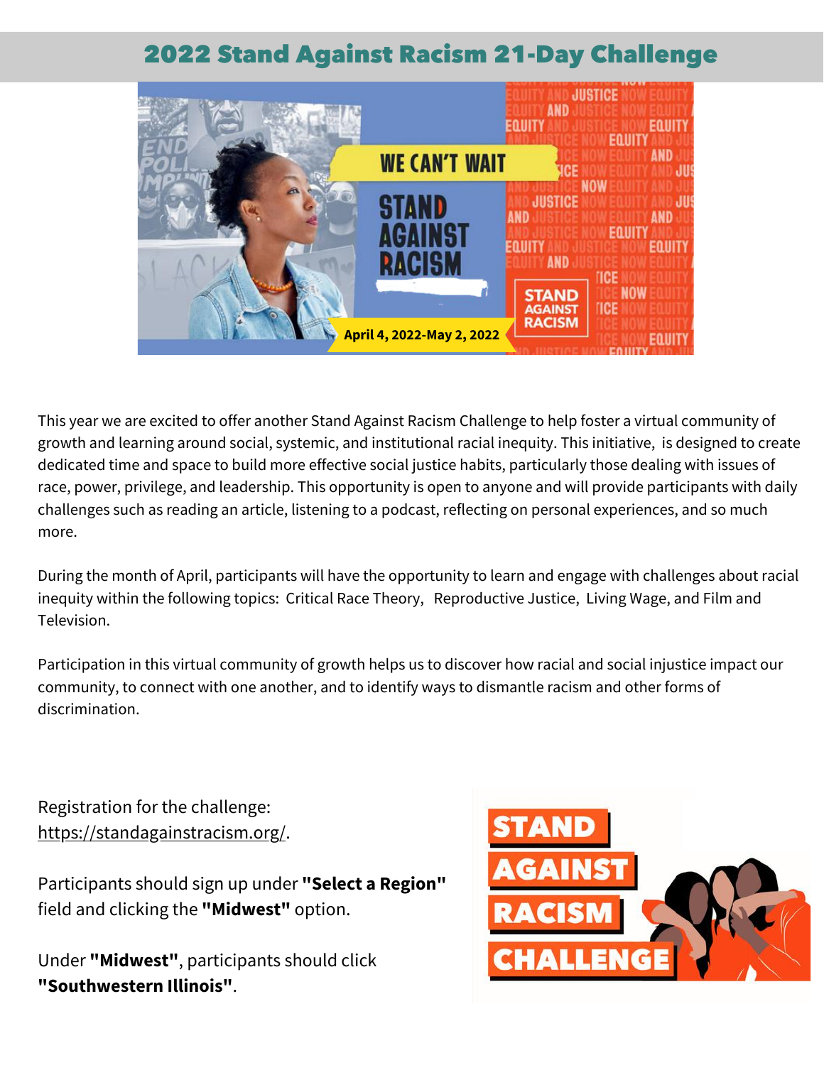# 2022 Stand Against Racism 21-Day Challenge

This year we are excited to offer another Stand Against Racism Challenge to help foster a virtual community of growth and learning around social, systemic, and institutional racial inequity. This initiative,  is designed to create dedicated time and space to build more effective social justice habits, particularly those dealing with issues of race, power, privilege, and leadership. This opportunity is open to anyone and will provide participants with daily challenges such as reading an article, listening to a podcast, reflecting on personal experiences, and so much more.

During the month of April, participants will have the opportunity to learn and engage with challenges about racial inequity within the following topics:  Critical Race Theory,   Reproductive Justice,  Living Wage, and Film and Television.

Participation in this virtual community of growth helps us to discover how racial and social injustice impact our community, to connect with one another, and to identify ways to dismantle racism and other forms of discrimination.

Registration for the challenge: https://standagainstracism.org/.

Participants should sign up under **"Select a Region"** field and clicking the **"Midwest"** option.

Under **"Midwest"**, participants should click **"Southwestern Illinois"**.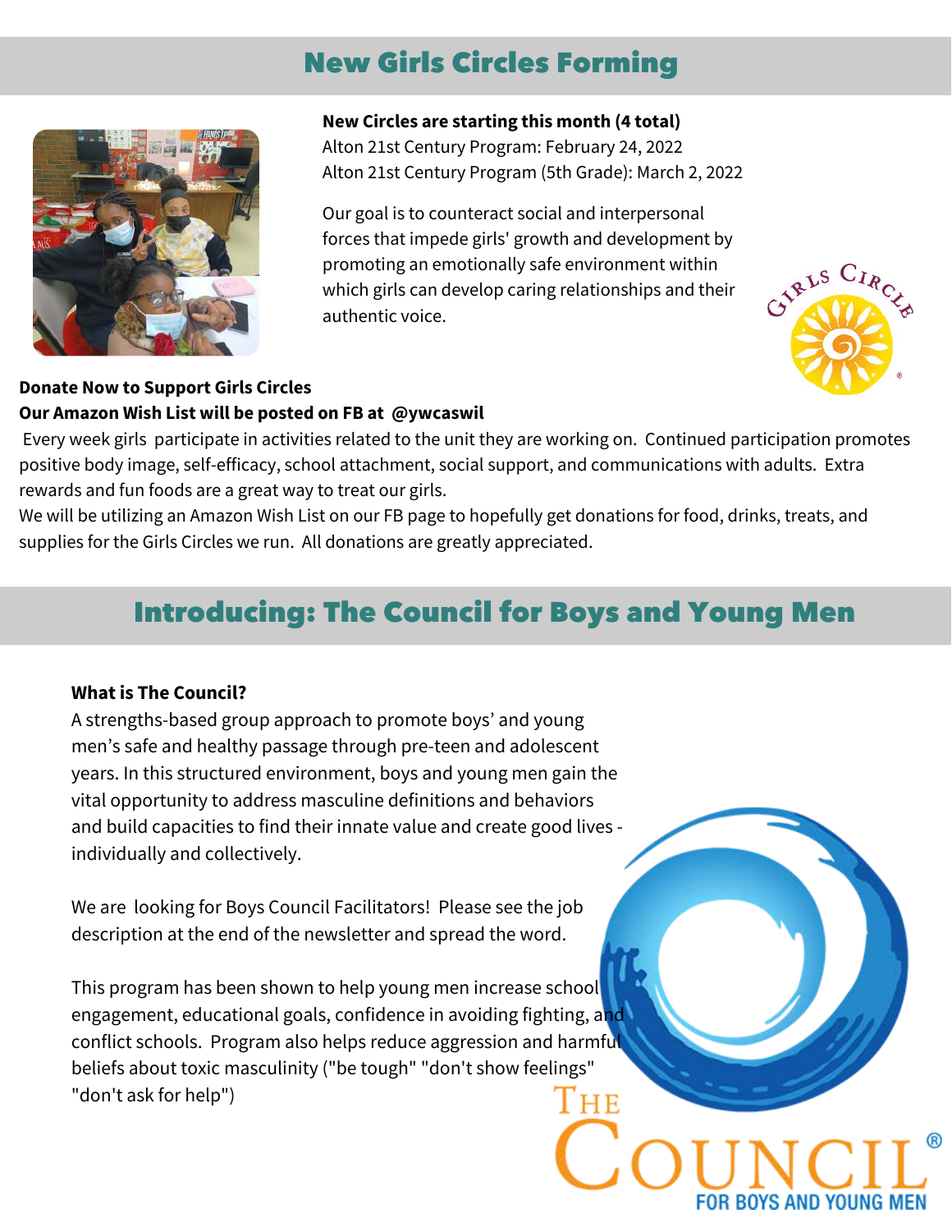## New Girls Circles Forming

**New Circles are starting this month (4 total)**
Alton 21st Century Program: February 24, 2022
Alton 21st Century Program (5th Grade): March 2, 2022

Our goal is to counteract social and interpersonal forces that impede girls' growth and development by promoting an emotionally safe environment within which girls can develop caring relationships and their authentic voice.

**Donate Now to Support Girls Circles**
**Our Amazon Wish List will be posted on FB at @ywcaswil**
Every week girls participate in activities related to the unit they are working on. Continued participation promotes positive body image, self-efficacy, school attachment, social support, and communications with adults. Extra rewards and fun foods are a great way to treat our girls.
We will be utilizing an Amazon Wish List on our FB page to hopefully get donations for food, drinks, treats, and supplies for the Girls Circles we run. All donations are greatly appreciated.

## Introducing: The Council for Boys and Young Men

**What is The Council?**
A strengths-based group approach to promote boys' and young men's safe and healthy passage through pre-teen and adolescent years. In this structured environment, boys and young men gain the vital opportunity to address masculine definitions and behaviors and build capacities to find their innate value and create good lives - individually and collectively.

We are looking for Boys Council Facilitators! Please see the job description at the end of the newsletter and spread the word.

This program has been shown to help young men increase school engagement, educational goals, confidence in avoiding fighting, and conflict schools. Program also helps reduce aggression and harmful beliefs about toxic masculinity ("be tough" "don't show feelings" "don't ask for help")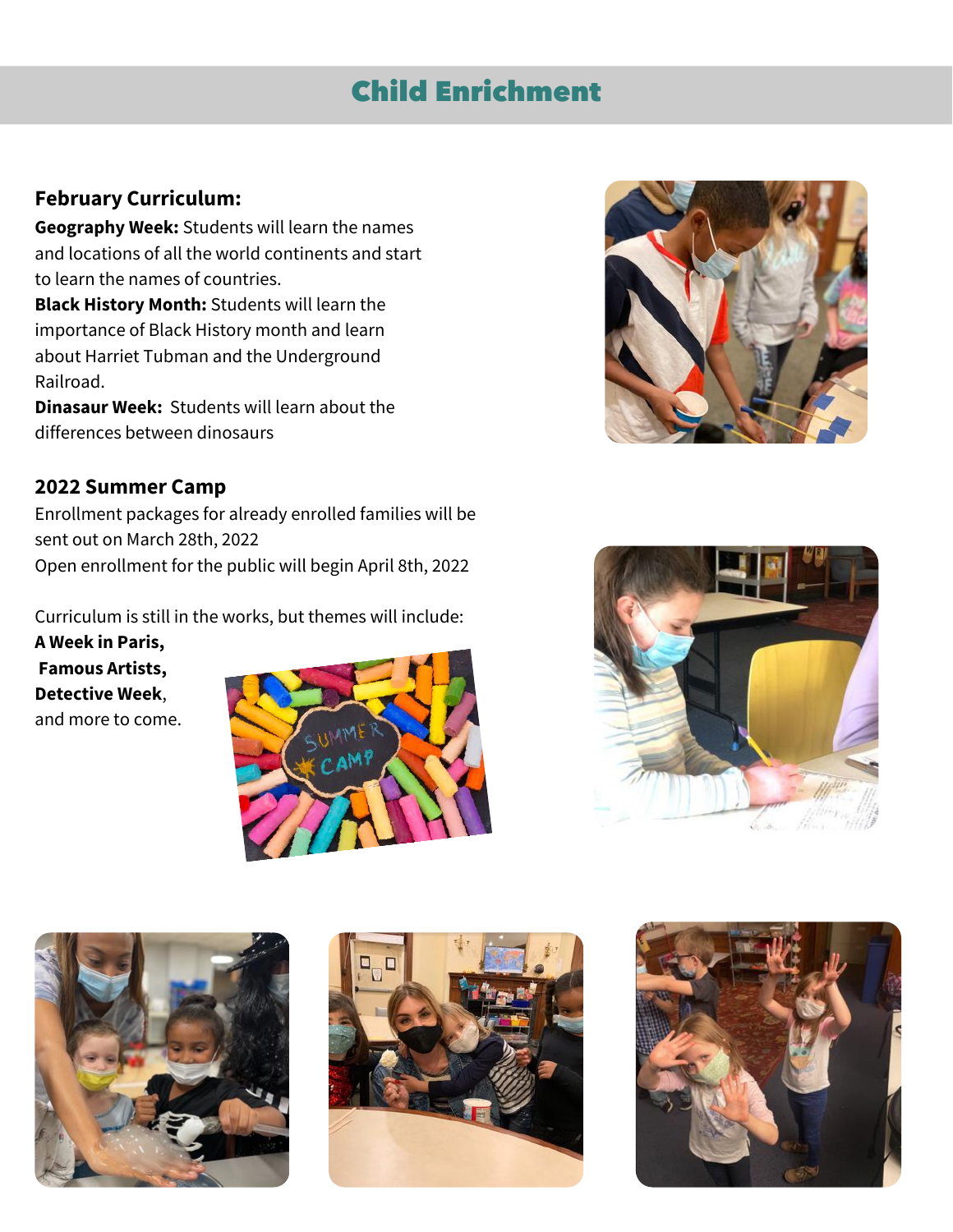# Child Enrichment

### February Curriculum:

**Geography Week:** Students will learn the names and locations of all the world continents and start to learn the names of countries.

**Black History Month:** Students will learn the importance of Black History month and learn about Harriet Tubman and the Underground Railroad.

**Dinasaur Week:** Students will learn about the differences between dinosaurs

### 2022 Summer Camp

Enrollment packages for already enrolled families will be sent out on March 28th, 2022

Open enrollment for the public will begin April 8th, 2022

Curriculum is still in the works, but themes will include:

**A Week in Paris,**

**Famous Artists,**

**Detective Week**,

and more to come.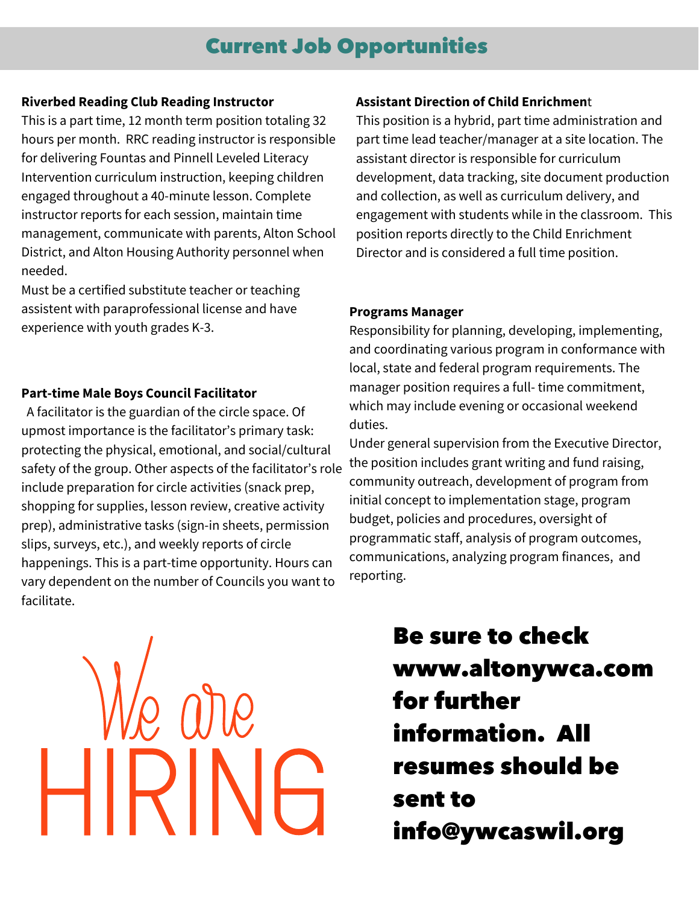# Current Job Opportunities

**Riverbed Reading Club Reading Instructor**

This is a part time, 12 month term position totaling 32 hours per month. RRC reading instructor is responsible for delivering Fountas and Pinnell Leveled Literacy Intervention curriculum instruction, keeping children engaged throughout a 40-minute lesson. Complete instructor reports for each session, maintain time management, communicate with parents, Alton School District, and Alton Housing Authority personnel when needed.

Must be a certified substitute teacher or teaching assistent with paraprofessional license and have experience with youth grades K-3.

**Part-time Male Boys Council Facilitator**

A facilitator is the guardian of the circle space. Of upmost importance is the facilitator's primary task: protecting the physical, emotional, and social/cultural safety of the group. Other aspects of the facilitator's role include preparation for circle activities (snack prep, shopping for supplies, lesson review, creative activity prep), administrative tasks (sign-in sheets, permission slips, surveys, etc.), and weekly reports of circle happenings. This is a part-time opportunity. Hours can vary dependent on the number of Councils you want to facilitate.

**Assistant Direction of Child Enrichment**

This position is a hybrid, part time administration and part time lead teacher/manager at a site location. The assistant director is responsible for curriculum development, data tracking, site document production and collection, as well as curriculum delivery, and engagement with students while in the classroom. This position reports directly to the Child Enrichment Director and is considered a full time position.

**Programs Manager**

Responsibility for planning, developing, implementing, and coordinating various program in conformance with local, state and federal program requirements. The manager position requires a full- time commitment, which may include evening or occasional weekend duties.

Under general supervision from the Executive Director, the position includes grant writing and fund raising, community outreach, development of program from initial concept to implementation stage, program budget, policies and procedures, oversight of programmatic staff, analysis of program outcomes, communications, analyzing program finances, and reporting.

We are HIRING

**Be sure to check www.altonywca.com for further information. All resumes should be sent to info@ywcaswil.org**